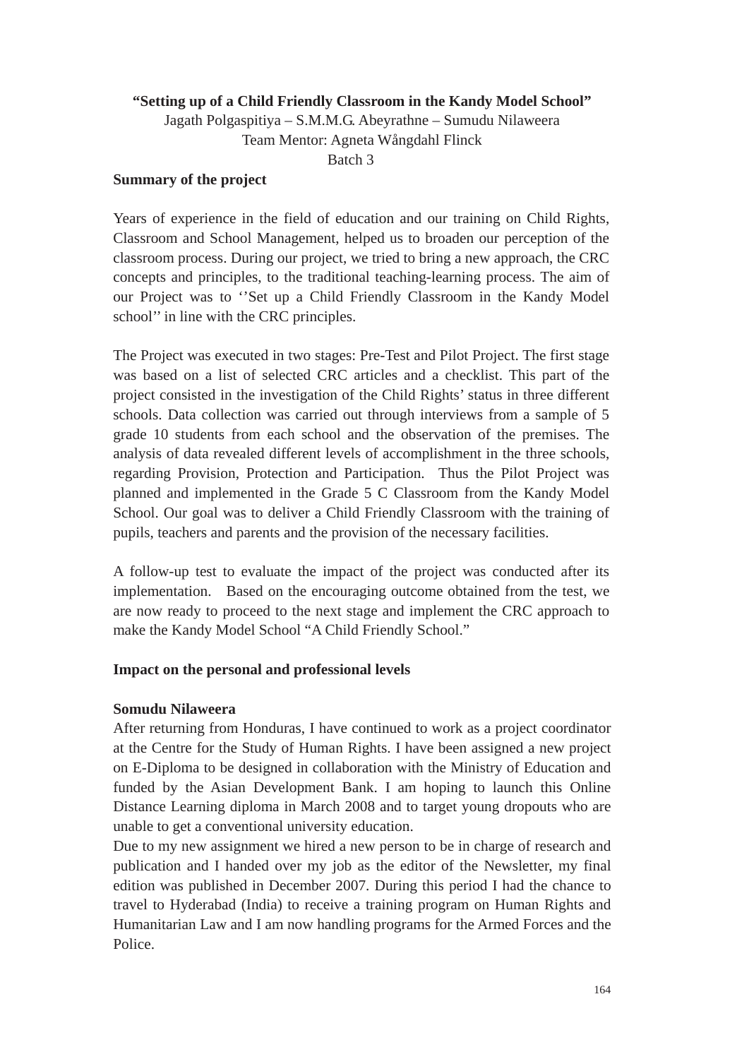**“Setting up of a Child Friendly Classroom in the Kandy Model School”**

Jagath Polgaspitiya – S.M.M.G. Abeyrathne – Sumudu Nilaweera

Team Mentor: Agneta Wångdahl Flinck

Batch 3

**Summary of the project**

Years of experience in the field of education and our training on Child Rights, Classroom and School Management, helped us to broaden our perception of the classroom process. During our project, we tried to bring a new approach, the CRC concepts and principles, to the traditional teaching-learning process. The aim of our Project was to ‘’Set up a Child Friendly Classroom in the Kandy Model school’’ in line with the CRC principles.

The Project was executed in two stages: Pre-Test and Pilot Project. The first stage was based on a list of selected CRC articles and a checklist. This part of the project consisted in the investigation of the Child Rights’ status in three different schools. Data collection was carried out through interviews from a sample of 5 grade 10 students from each school and the observation of the premises. The analysis of data revealed different levels of accomplishment in the three schools, regarding Provision, Protection and Participation. Thus the Pilot Project was planned and implemented in the Grade 5 C Classroom from the Kandy Model School. Our goal was to deliver a Child Friendly Classroom with the training of pupils, teachers and parents and the provision of the necessary facilities.

A follow-up test to evaluate the impact of the project was conducted after its implementation. Based on the encouraging outcome obtained from the test, we are now ready to proceed to the next stage and implement the CRC approach to make the Kandy Model School “A Child Friendly School.”

**Impact on the personal and professional levels**

**Somudu Nilaweera**

After returning from Honduras, I have continued to work as a project coordinator at the Centre for the Study of Human Rights. I have been assigned a new project on E-Diploma to be designed in collaboration with the Ministry of Education and funded by the Asian Development Bank. I am hoping to launch this Online Distance Learning diploma in March 2008 and to target young dropouts who are unable to get a conventional university education.

Due to my new assignment we hired a new person to be in charge of research and publication and I handed over my job as the editor of the Newsletter, my final edition was published in December 2007. During this period I had the chance to travel to Hyderabad (India) to receive a training program on Human Rights and Humanitarian Law and I am now handling programs for the Armed Forces and the Police.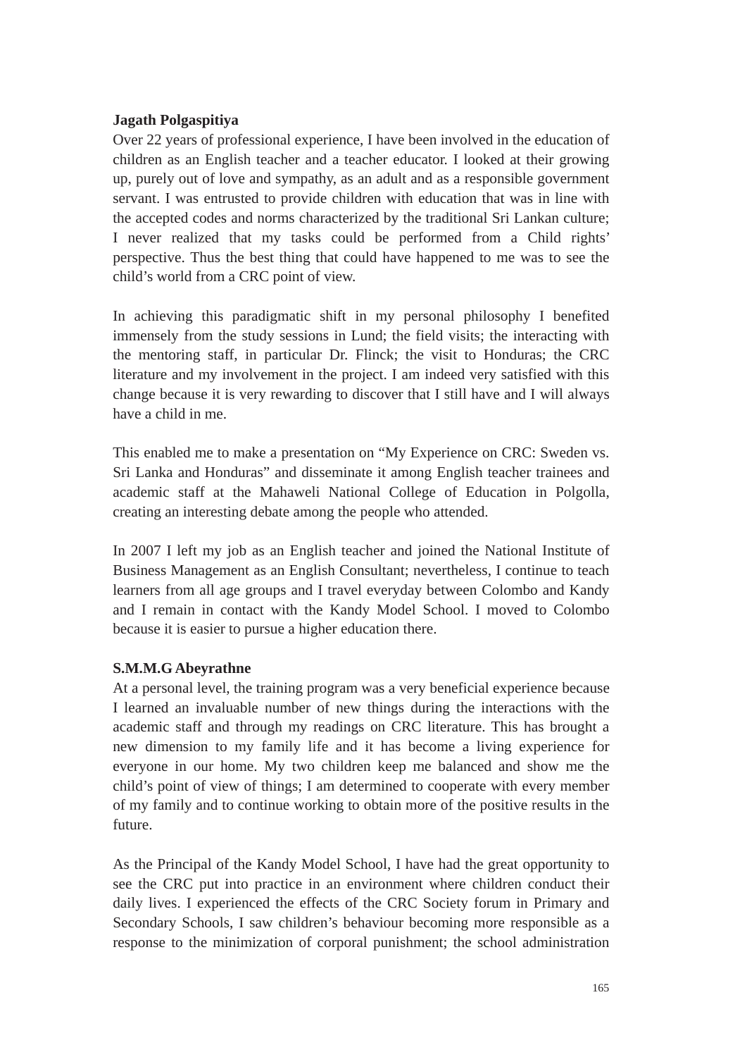**Jagath Polgaspitiya**

Over 22 years of professional experience, I have been involved in the education of children as an English teacher and a teacher educator. I looked at their growing up, purely out of love and sympathy, as an adult and as a responsible government servant. I was entrusted to provide children with education that was in line with the accepted codes and norms characterized by the traditional Sri Lankan culture; I never realized that my tasks could be performed from a Child rights' perspective. Thus the best thing that could have happened to me was to see the child's world from a CRC point of view.

In achieving this paradigmatic shift in my personal philosophy I benefited immensely from the study sessions in Lund; the field visits; the interacting with the mentoring staff, in particular Dr. Flinck; the visit to Honduras; the CRC literature and my involvement in the project. I am indeed very satisfied with this change because it is very rewarding to discover that I still have and I will always have a child in me.

This enabled me to make a presentation on "My Experience on CRC: Sweden vs. Sri Lanka and Honduras" and disseminate it among English teacher trainees and academic staff at the Mahaweli National College of Education in Polgolla, creating an interesting debate among the people who attended.

In 2007 I left my job as an English teacher and joined the National Institute of Business Management as an English Consultant; nevertheless, I continue to teach learners from all age groups and I travel everyday between Colombo and Kandy and I remain in contact with the Kandy Model School. I moved to Colombo because it is easier to pursue a higher education there.

**S.M.M.G Abeyrathne**

At a personal level, the training program was a very beneficial experience because I learned an invaluable number of new things during the interactions with the academic staff and through my readings on CRC literature. This has brought a new dimension to my family life and it has become a living experience for everyone in our home. My two children keep me balanced and show me the child's point of view of things; I am determined to cooperate with every member of my family and to continue working to obtain more of the positive results in the future.

As the Principal of the Kandy Model School, I have had the great opportunity to see the CRC put into practice in an environment where children conduct their daily lives. I experienced the effects of the CRC Society forum in Primary and Secondary Schools, I saw children's behaviour becoming more responsible as a response to the minimization of corporal punishment; the school administration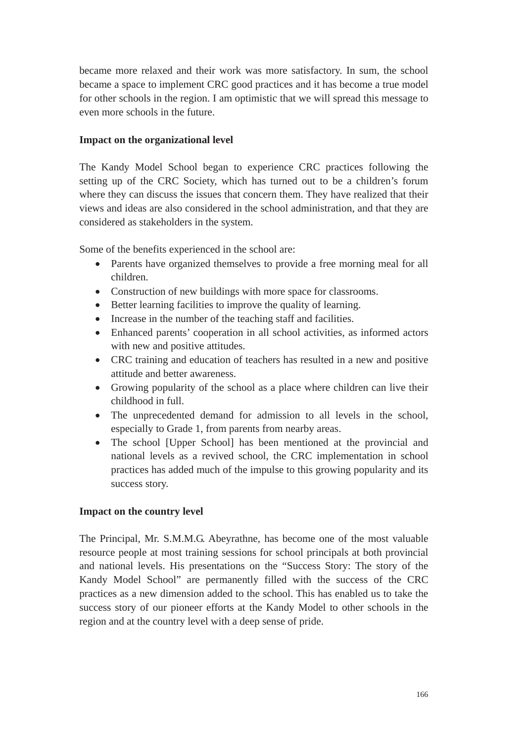became more relaxed and their work was more satisfactory. In sum, the school became a space to implement CRC good practices and it has become a true model for other schools in the region. I am optimistic that we will spread this message to even more schools in the future.

**Impact on the organizational level**

The Kandy Model School began to experience CRC practices following the setting up of the CRC Society, which has turned out to be a children's forum where they can discuss the issues that concern them. They have realized that their views and ideas are also considered in the school administration, and that they are considered as stakeholders in the system.

Some of the benefits experienced in the school are:

- Parents have organized themselves to provide a free morning meal for all children.
- Construction of new buildings with more space for classrooms.
- Better learning facilities to improve the quality of learning.
- Increase in the number of the teaching staff and facilities.
- Enhanced parents' cooperation in all school activities, as informed actors with new and positive attitudes.
- CRC training and education of teachers has resulted in a new and positive attitude and better awareness.
- Growing popularity of the school as a place where children can live their childhood in full.
- The unprecedented demand for admission to all levels in the school, especially to Grade 1, from parents from nearby areas.
- The school [Upper School] has been mentioned at the provincial and national levels as a revived school, the CRC implementation in school practices has added much of the impulse to this growing popularity and its success story.

**Impact on the country level**

The Principal, Mr. S.M.M.G. Abeyrathne, has become one of the most valuable resource people at most training sessions for school principals at both provincial and national levels. His presentations on the "Success Story: The story of the Kandy Model School" are permanently filled with the success of the CRC practices as a new dimension added to the school. This has enabled us to take the success story of our pioneer efforts at the Kandy Model to other schools in the region and at the country level with a deep sense of pride.